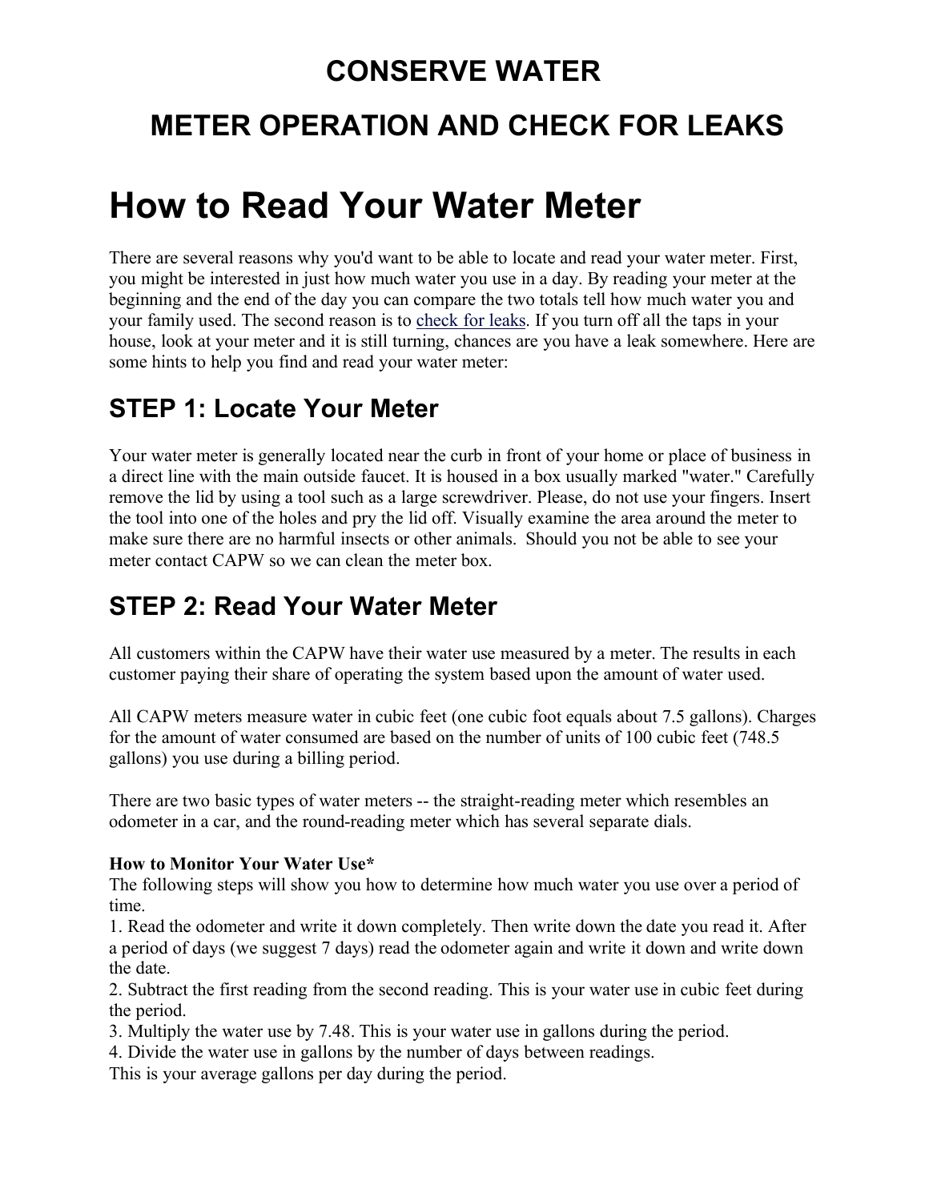# CONSERVE WATER

## METER OPERATION AND CHECK FOR LEAKS

# How to Read Your Water Meter

There are several reasons why you'd want to be able to locate and read your water meter. First, you might be interested in just how much water you use in a day. By reading your meter at the beginning and the end of the day you can compare the two totals tell how much water you and your family used. The second reason is to check for leaks. If you turn off all the taps in your house, look at your meter and it is still turning, chances are you have a leak somewhere. Here are some hints to help you find and read your water meter:

## STEP 1: Locate Your Meter

Your water meter is generally located near the curb in front of your home or place of business in a direct line with the main outside faucet. It is housed in a box usually marked "water." Carefully remove the lid by using a tool such as a large screwdriver. Please, do not use your fingers. Insert the tool into one of the holes and pry the lid off. Visually examine the area around the meter to make sure there are no harmful insects or other animals. Should you not be able to see your meter contact CAPW so we can clean the meter box.

## STEP 2: Read Your Water Meter

All customers within the CAPW have their water use measured by a meter. The results in each customer paying their share of operating the system based upon the amount of water used.

All CAPW meters measure water in cubic feet (one cubic foot equals about 7.5 gallons). Charges for the amount of water consumed are based on the number of units of 100 cubic feet (748.5 gallons) you use during a billing period.

There are two basic types of water meters -- the straight-reading meter which resembles an odometer in a car, and the round-reading meter which has several separate dials.

**How to Monitor Your Water Use***

The following steps will show you how to determine how much water you use over a period of time.

1. Read the odometer and write it down completely. Then write down the date you read it. After a period of days (we suggest 7 days) read the odometer again and write it down and write down the date.
2. Subtract the first reading from the second reading. This is your water use in cubic feet during the period.
3. Multiply the water use by 7.48. This is your water use in gallons during the period.
4. Divide the water use in gallons by the number of days between readings.

This is your average gallons per day during the period.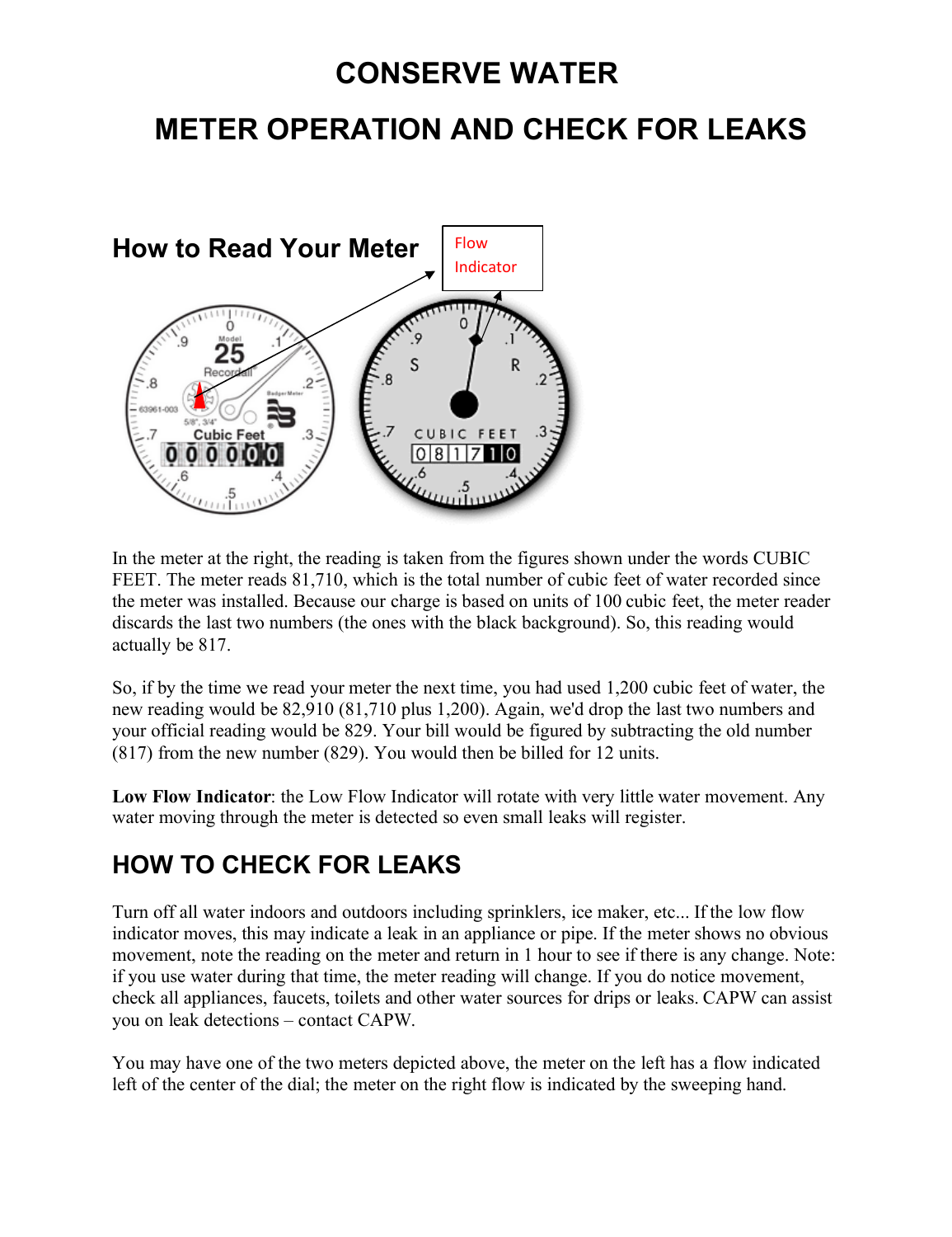# CONSERVE WATER

# METER OPERATION AND CHECK FOR LEAKS

## How to Read Your Meter

Flow Indicator

In the meter at the right, the reading is taken from the figures shown under the words CUBIC FEET. The meter reads 81,710, which is the total number of cubic feet of water recorded since the meter was installed. Because our charge is based on units of 100 cubic feet, the meter reader discards the last two numbers (the ones with the black background). So, this reading would actually be 817.

So, if by the time we read your meter the next time, you had used 1,200 cubic feet of water, the new reading would be 82,910 (81,710 plus 1,200). Again, we'd drop the last two numbers and your official reading would be 829. Your bill would be figured by subtracting the old number (817) from the new number (829). You would then be billed for 12 units.

**Low Flow Indicator**: the Low Flow Indicator will rotate with very little water movement. Any water moving through the meter is detected so even small leaks will register.

## HOW TO CHECK FOR LEAKS

Turn off all water indoors and outdoors including sprinklers, ice maker, etc... If the low flow indicator moves, this may indicate a leak in an appliance or pipe. If the meter shows no obvious movement, note the reading on the meter and return in 1 hour to see if there is any change. Note: if you use water during that time, the meter reading will change. If you do notice movement, check all appliances, faucets, toilets and other water sources for drips or leaks. CAPW can assist you on leak detections – contact CAPW.

You may have one of the two meters depicted above, the meter on the left has a flow indicated left of the center of the dial; the meter on the right flow is indicated by the sweeping hand.